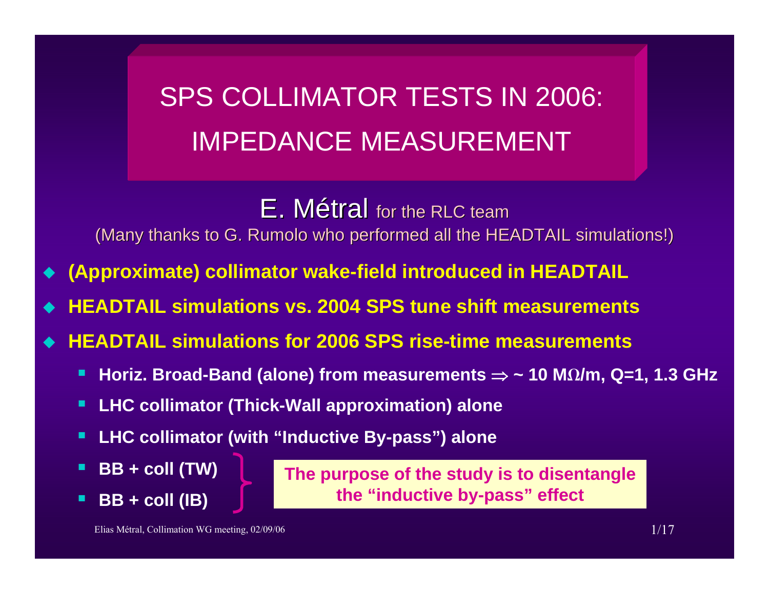# SPS COLLIMATOR TESTS IN 2006: IMPEDANCE MEASUREMENT

E. Métral for the RLC team

(Many thanks to G. Rumolo who performed all the HEADTAIL simulations!)

- **(Approximate) collimator wake-field introduced in HEADTAIL**
- **HEADTAIL simulations vs. 2004 SPS tune shift measurements**
- **HEADTAIL simulations for 2006 SPS rise-time measurements**
  - **Horiz. Broad-Band (alone) from measurements $\Rightarrow$ ~ 10 M$\Omega$/m, Q=1, 1.3 GHz**
  - **LHC collimator (Thick-Wall approximation) alone**
  - **LHC collimator (with "Inductive By-pass") alone**
  - **BB + coll (TW)**
  - **BB + coll (IB)**

**The purpose of the study is to disentangle the "inductive by-pass" effect**

Elias Métral, Collimation WG meeting, 02/09/06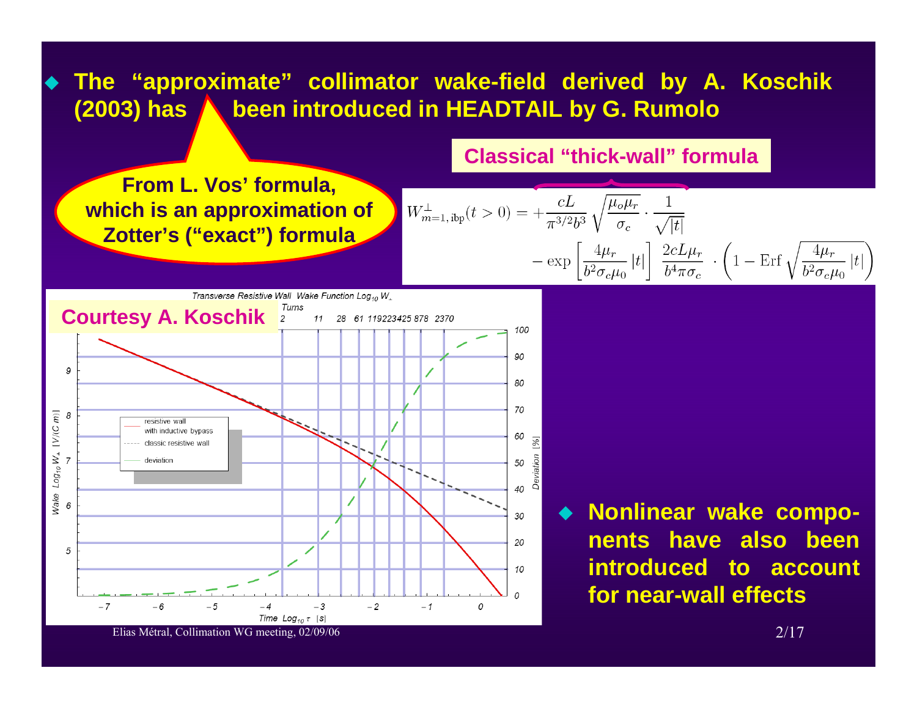- **The "approximate" collimator wake-field derived by A. Koschik (2003) has been introduced in HEADTAIL by G. Rumolo**

**From L. Vos' formula, which is an approximation of Zotter's ("exact") formula**

**Classical "thick-wall" formula**

$$W^{\perp}_{m=1,\,\mathrm{ibp}}(t>0) = +\frac{cL}{\pi^{3/2}b^{3}}\sqrt{\frac{\mu_o \mu_r}{\sigma_c}}\cdot\frac{1}{\sqrt{|t|}} - \exp\left[\frac{4\mu_r}{b^2\sigma_c\mu_0}|t|\right]\frac{2cL\mu_r}{b^4\pi\sigma_c}\cdot\left(1-\mathrm{Erf}\sqrt{\frac{4\mu_r}{b^2\sigma_c\mu_0}|t|}\right)$$

**Courtesy A. Koschik**

Transverse Resistive Wall Wake Function $\mathrm{Log}_{10} W_{\perp}$

Turns: 2, 11, 28, 61, 119, 223, 425, 878, 2370

Legend: resistive wall with inductive bypass; classic resistive wall; deviation

Wake $\mathrm{Log}_{10} W_{\perp}$ $[V/(C\,m)]$ — Deviation [%] — Time $\mathrm{Log}_{10}\tau$ [s]

- **Nonlinear wake components have also been introduced to account for near-wall effects**

Elias Métral, Collimation WG meeting, 02/09/06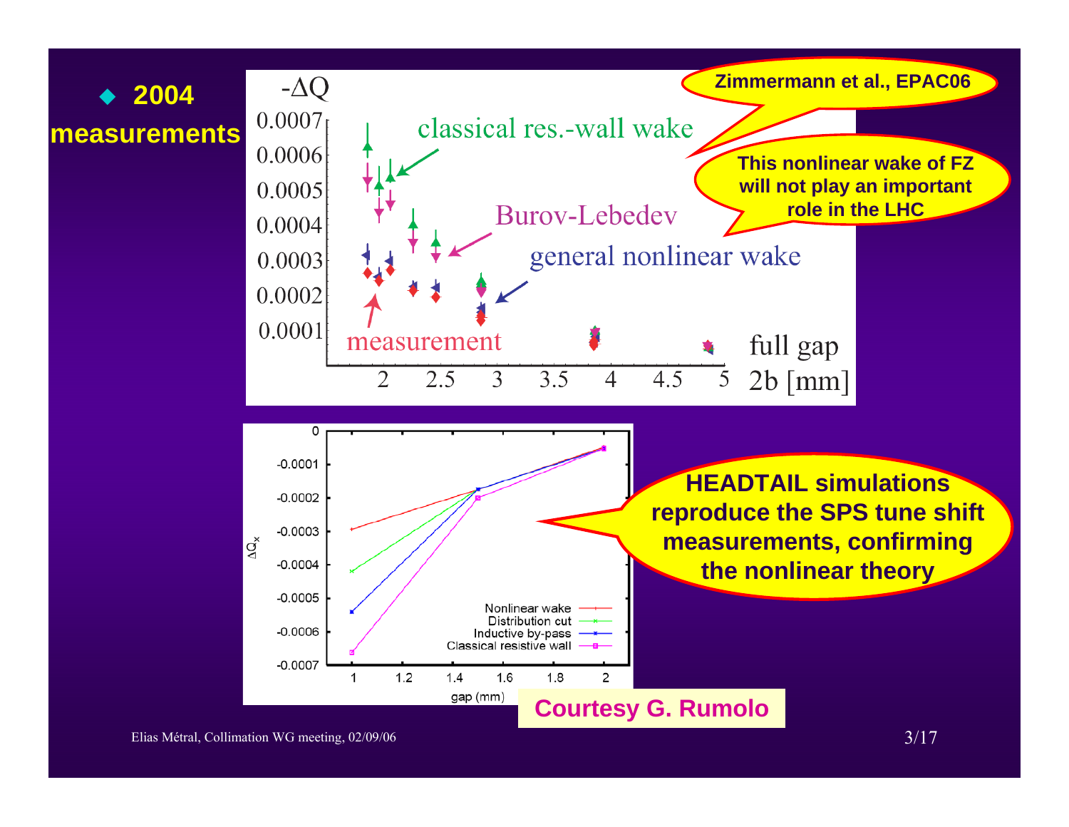- **2004 measurements**

-ΔQ

classical res.-wall wake

Burov-Lebedev

general nonlinear wake

measurement

full gap 2b [mm]

**Zimmermann et al., EPAC06**

**This nonlinear wake of FZ will not play an important role in the LHC**

$\Delta Q_x$

gap (mm)

Nonlinear wake
Distribution cut
Inductive by-pass
Classical resistive wall

**HEADTAIL simulations reproduce the SPS tune shift measurements, confirming the nonlinear theory**

**Courtesy G. Rumolo**

Elias Métral, Collimation WG meeting, 02/09/06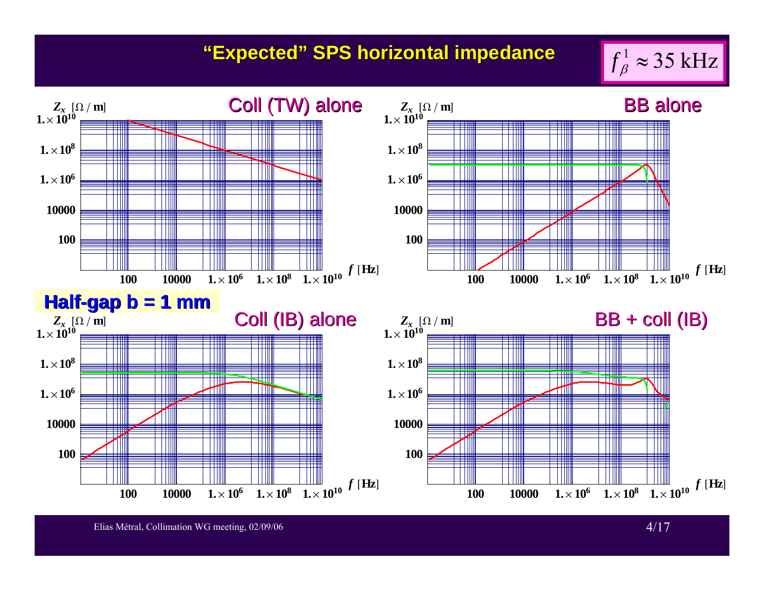# "Expected" SPS horizontal impedance

$f_\beta^1 \approx 35\ \mathrm{kHz}$

**Half-gap b = 1 mm**

Coll (TW) alone

BB alone

Coll (IB) alone

BB + coll (IB)

$Z_x\ [\Omega / \mathrm{m}]$

$f\ [\mathrm{Hz}]$

Elias Métral, Collimation WG meeting, 02/09/06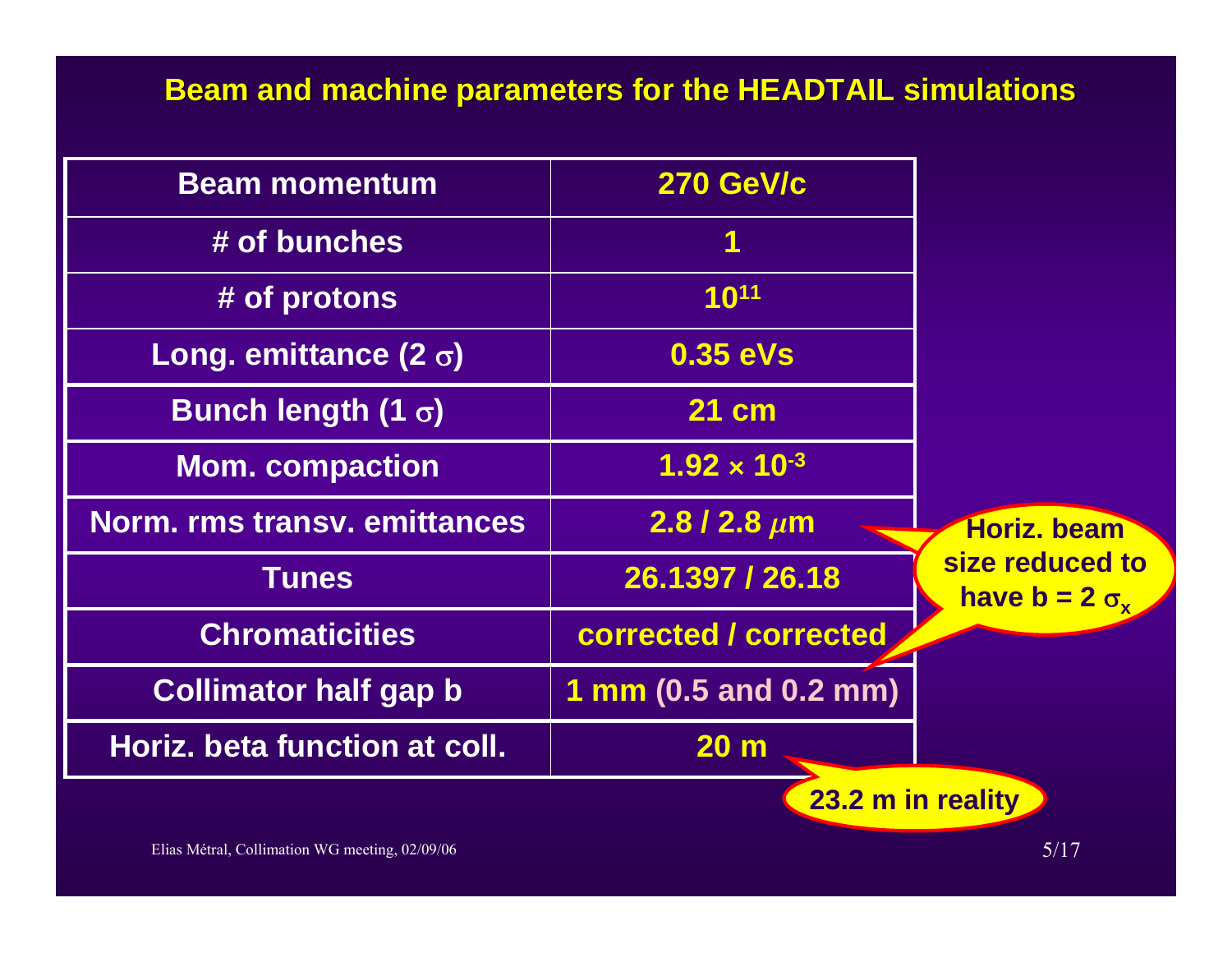## Beam and machine parameters for the HEADTAIL simulations

| | |
|---|---|
| Beam momentum | 270 GeV/c |
| # of bunches | 1 |
| # of protons | $10^{11}$ |
| Long. emittance (2 $\sigma$) | 0.35 eVs |
| Bunch length (1 $\sigma$) | 21 cm |
| Mom. compaction | $1.92 \times 10^{-3}$ |
| Norm. rms transv. emittances | 2.8 / 2.8 $\mu$m |
| Tunes | 26.1397 / 26.18 |
| Chromaticities | corrected / corrected |
| Collimator half gap b | 1 mm (0.5 and 0.2 mm) |
| Horiz. beta function at coll. | 20 m |

Horiz. beam size reduced to have $b = 2\ \sigma_x$

23.2 m in reality

Elias Métral, Collimation WG meeting, 02/09/06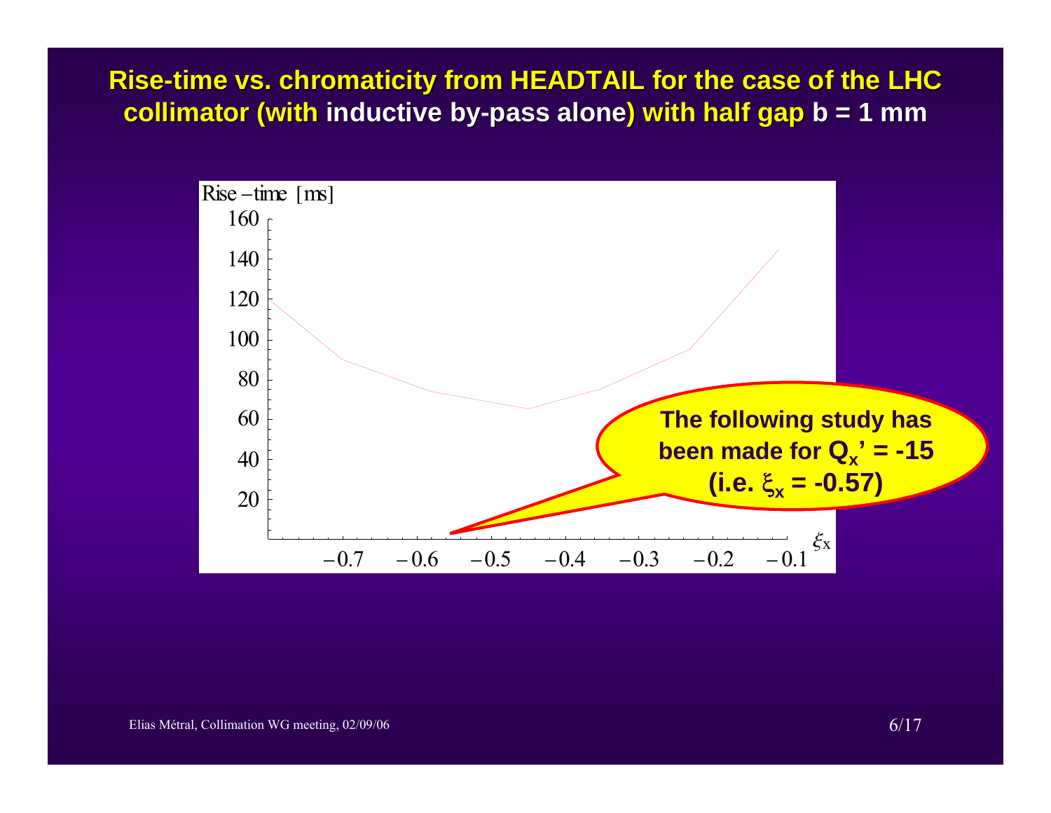# Rise-time vs. chromaticity from HEADTAIL for the case of the LHC collimator (with inductive by-pass alone) with half gap b = 1 mm

Rise – time [ms]

160
140
120
100
80
60
40
20

−0.7 −0.6 −0.5 −0.4 −0.3 −0.2 −0.1 $\xi_x$

**The following study has been made for $Q_x' = -15$ (i.e. $\xi_x = -0.57$)**

Elias Métral, Collimation WG meeting, 02/09/06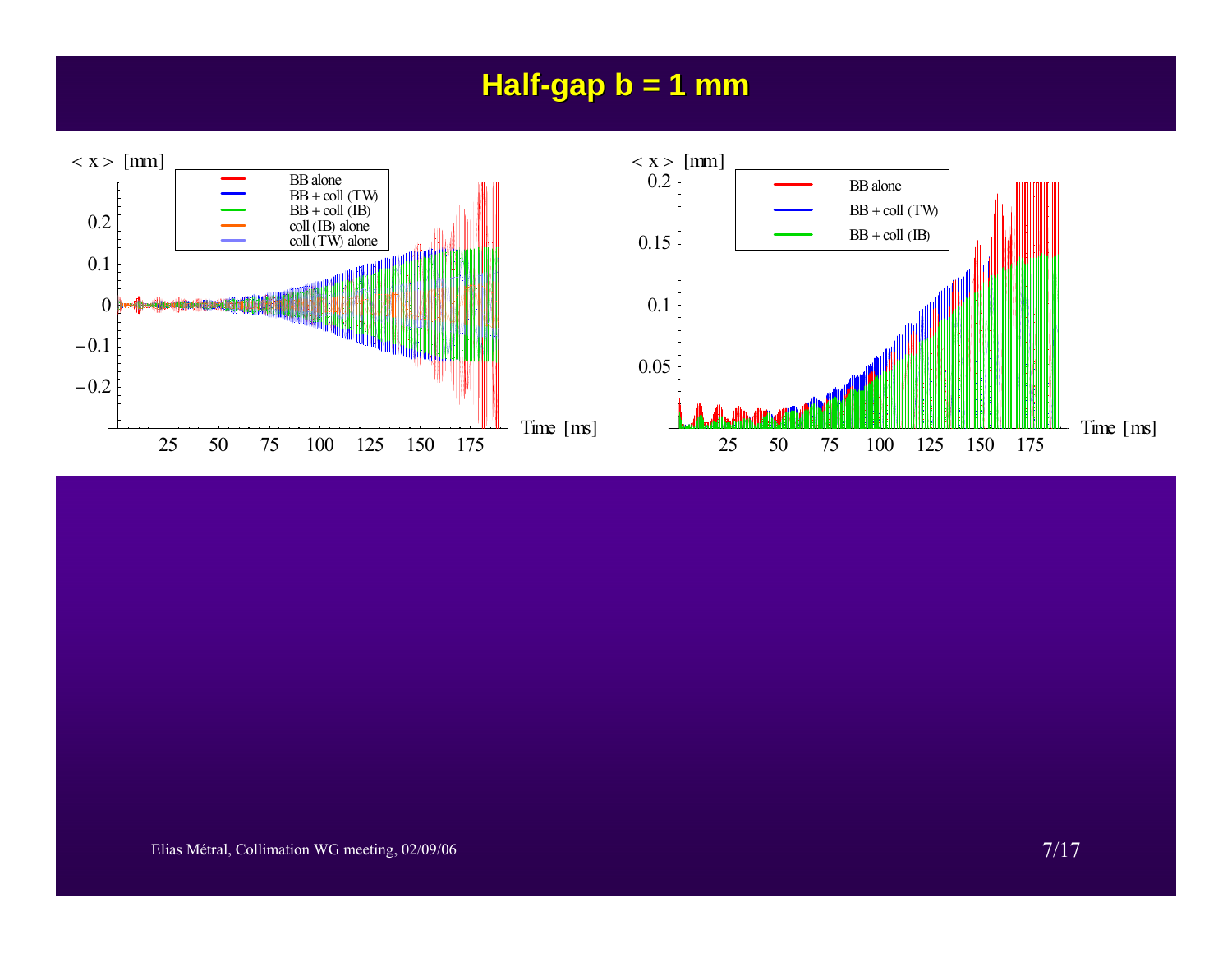# Half-gap b = 1 mm

< x > [mm]

- BB alone
- BB + coll (TW)
- BB + coll (IB)
- coll (IB) alone
- coll (TW) alone

Time [ms]

< x > [mm]

- BB alone
- BB + coll (TW)
- BB + coll (IB)

Time [ms]

Elias Métral, Collimation WG meeting, 02/09/06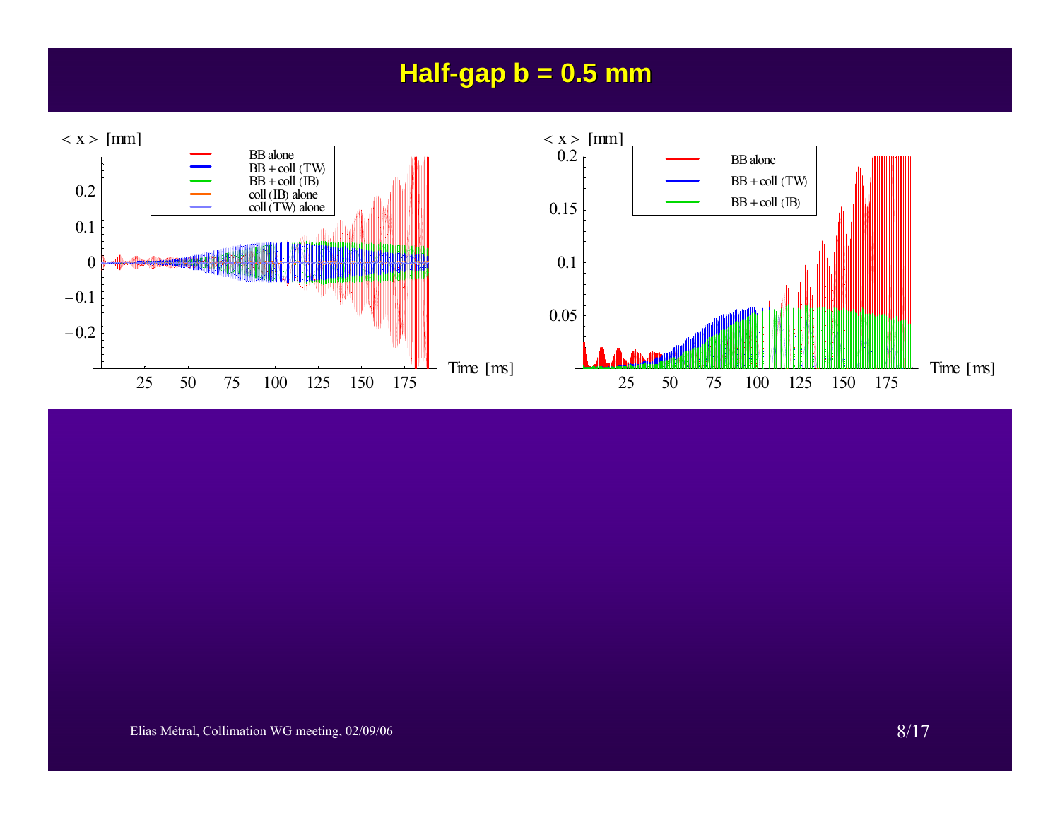# Half-gap b = 0.5 mm

< x > [mm]

- BB alone
- BB + coll (TW)
- BB + coll (IB)
- coll (IB) alone
- coll (TW) alone

Time [ms]

< x > [mm]

- BB alone
- BB + coll (TW)
- BB + coll (IB)

Time [ms]

Elias Métral, Collimation WG meeting, 02/09/06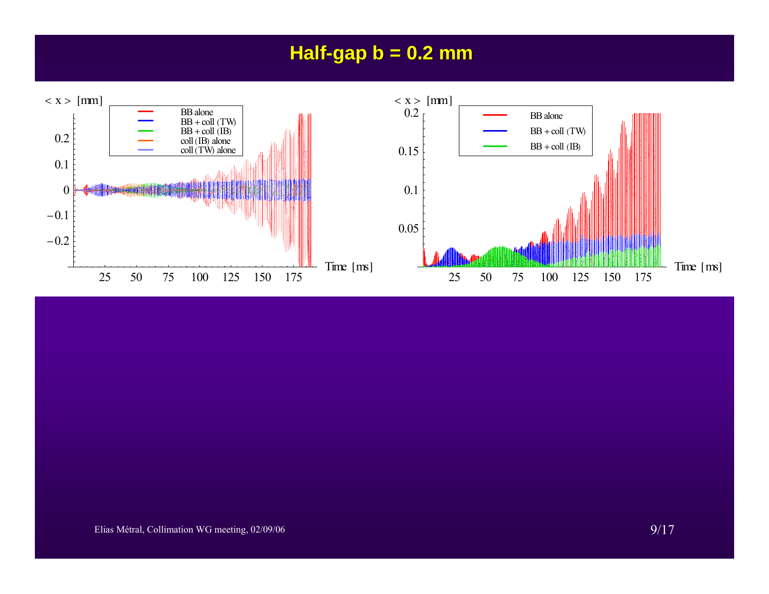# Half-gap b = 0.2 mm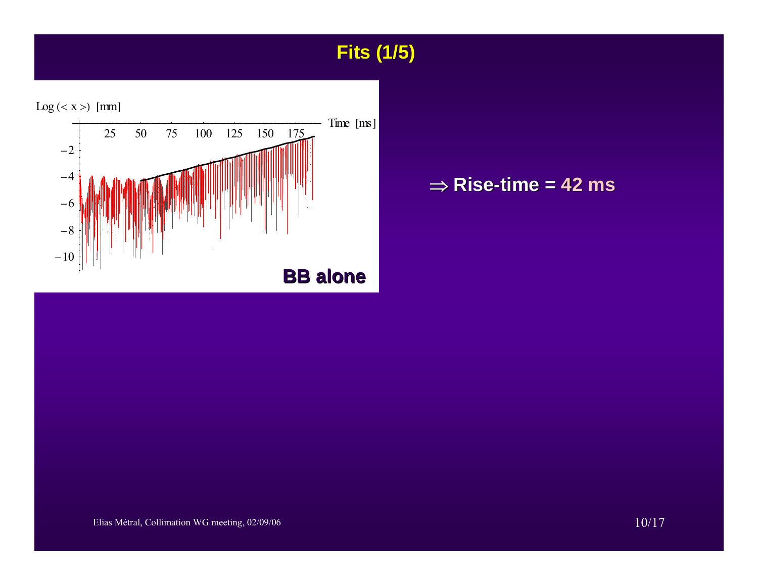# Fits (1/5)

Log (< x >) [mm]

Time [ms]

BB alone

⇒ **Rise-time = 42 ms**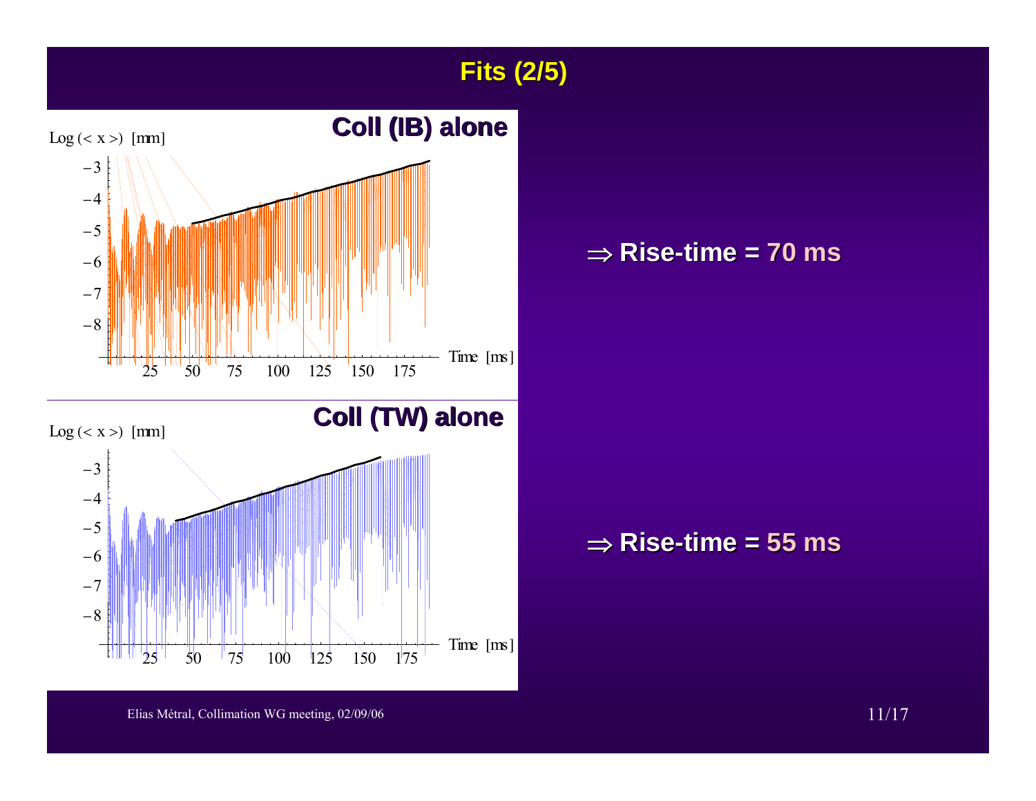# Fits (2/5)

**Coll (IB) alone**

$\Rightarrow$ **Rise-time = 70 ms**

**Coll (TW) alone**

$\Rightarrow$ **Rise-time = 55 ms**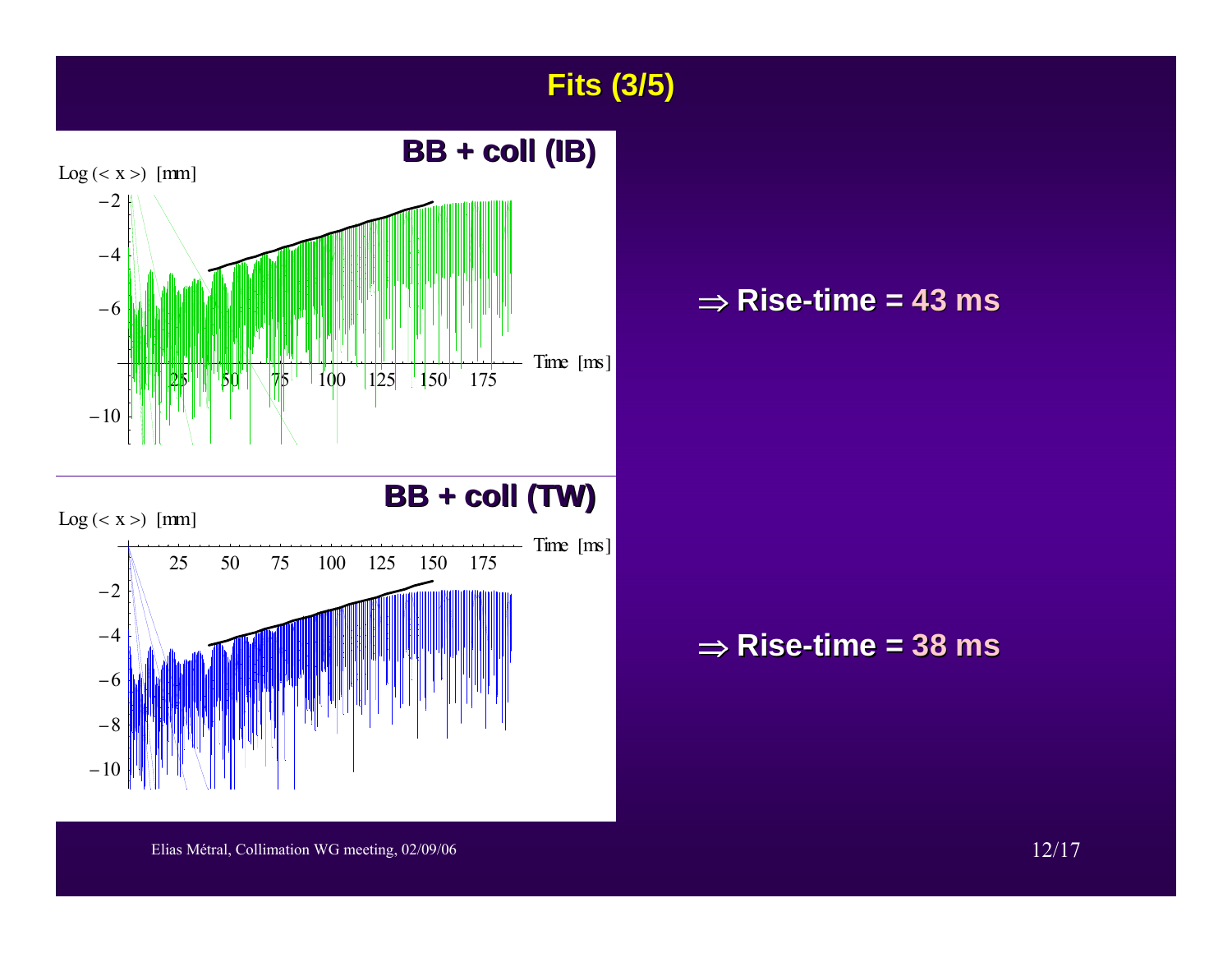# Fits (3/5)

**BB + coll (IB)**

Log (< x >) [mm]

Time [ms]

⇒ **Rise-time = 43 ms**

**BB + coll (TW)**

Log (< x >) [mm]

Time [ms]

⇒ **Rise-time = 38 ms**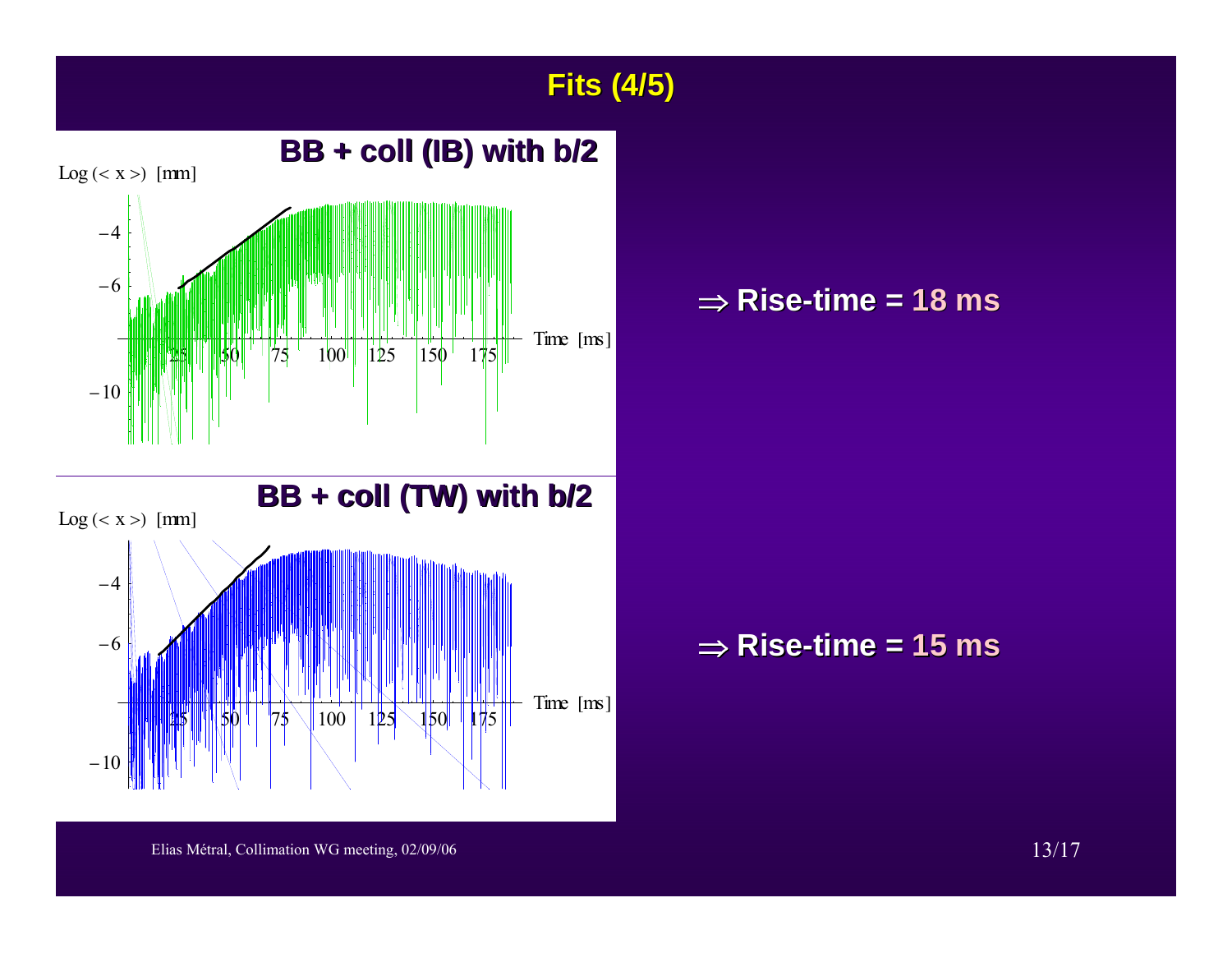# Fits (4/5)

**BB + coll (IB) with b/2**

Log (< x >) [mm]

Time [ms]

$\Rightarrow$ **Rise-time = 18 ms**

**BB + coll (TW) with b/2**

Log (< x >) [mm]

Time [ms]

$\Rightarrow$ **Rise-time = 15 ms**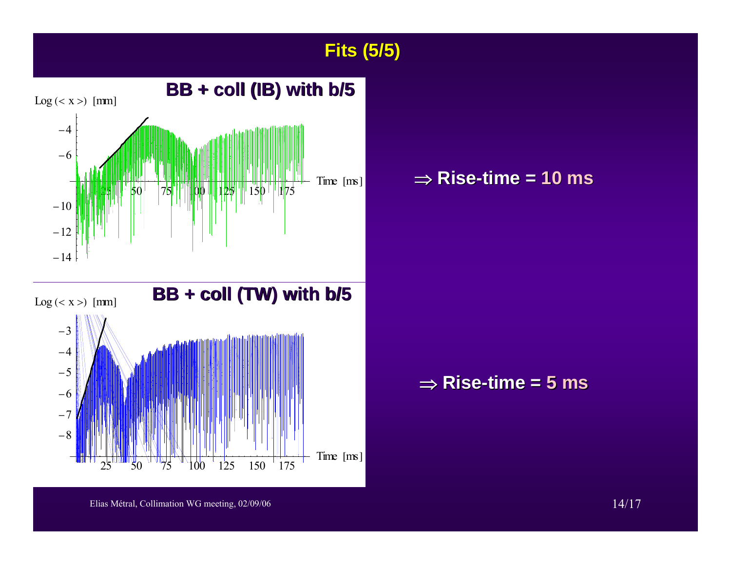# Fits (5/5)

**BB + coll (IB) with b/5**

⇒ **Rise-time = 10 ms**

**BB + coll (TW) with b/5**

⇒ **Rise-time = 5 ms**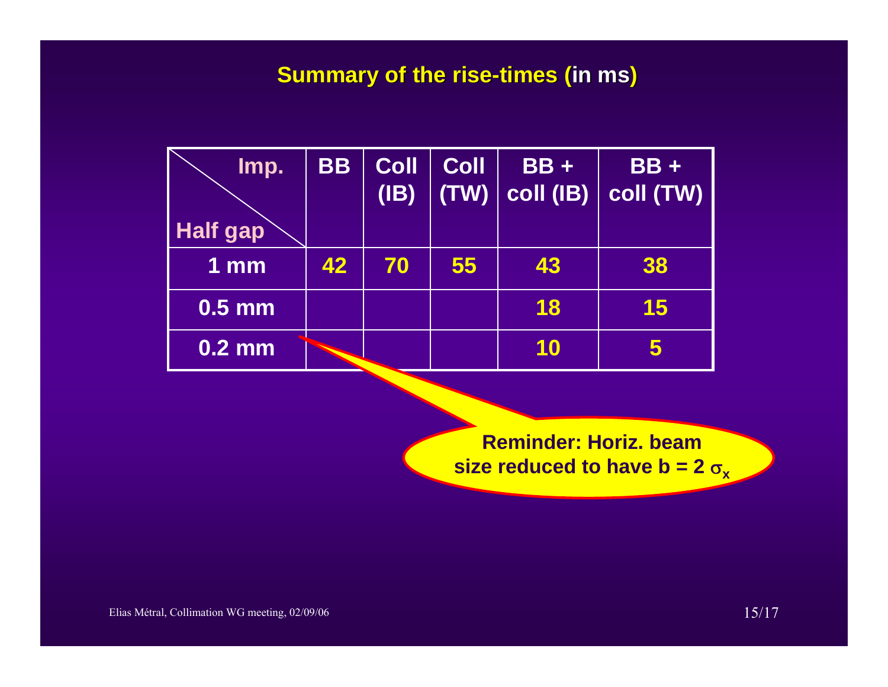## Summary of the rise-times (in ms)

| Imp. / Half gap | BB | Coll (IB) | Coll (TW) | BB + coll (IB) | BB + coll (TW) |
|---|---|---|---|---|---|
| 1 mm | 42 | 70 | 55 | 43 | 38 |
| 0.5 mm | | | | 18 | 15 |
| 0.2 mm | | | | 10 | 5 |

Reminder: Horiz. beam size reduced to have b = 2 $\sigma_x$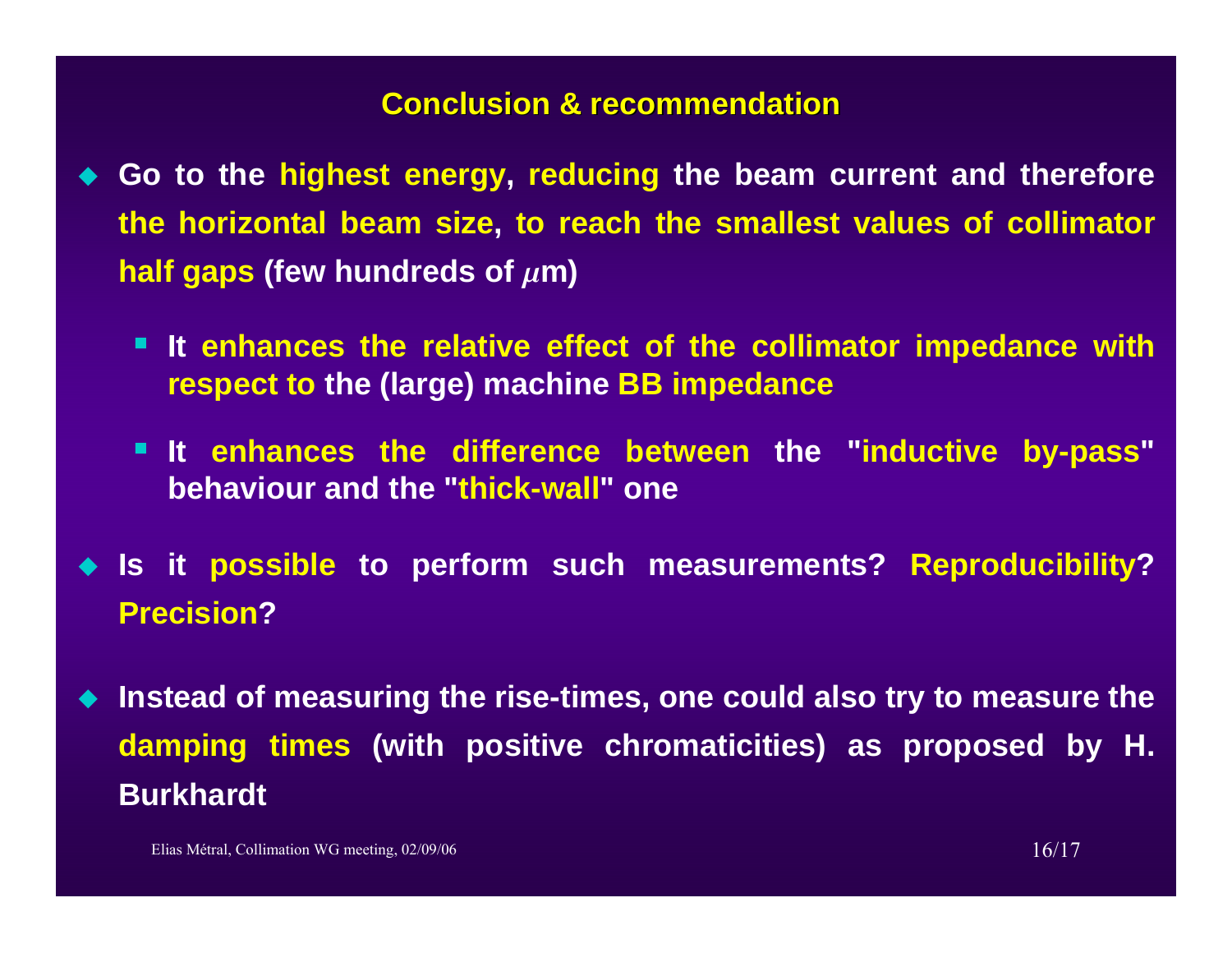## Conclusion & recommendation

- Go to the highest energy, reducing the beam current and therefore the horizontal beam size, to reach the smallest values of collimator half gaps (few hundreds of $\mu$m)
    - It enhances the relative effect of the collimator impedance with respect to the (large) machine BB impedance
    - It enhances the difference between the "inductive by-pass" behaviour and the "thick-wall" one
- Is it possible to perform such measurements? Reproducibility? Precision?
- Instead of measuring the rise-times, one could also try to measure the damping times (with positive chromaticities) as proposed by H. Burkhardt

Elias Métral, Collimation WG meeting, 02/09/06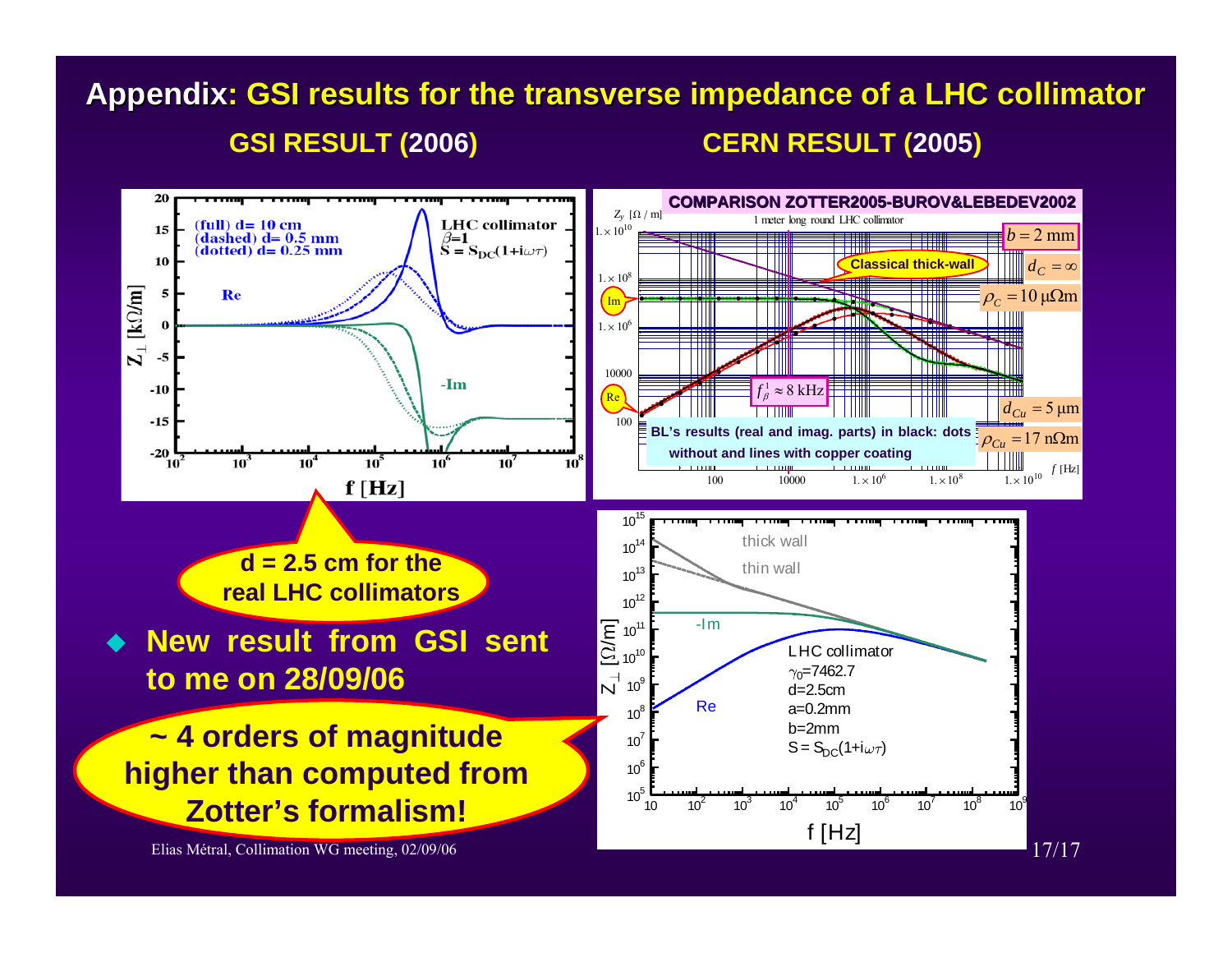# Appendix: GSI results for the transverse impedance of a LHC collimator

**GSI RESULT (2006)**

**CERN RESULT (2005)**

$Z_\perp$ [kΩ/m]

(full) d= 10 cm
(dashed) d= 0.5 mm
(dotted) d= 0.25 mm

LHC collimator
$\beta$=1
$S = S_{DC}(1+i\omega\tau)$

Re

-Im

f [Hz]

COMPARISON ZOTTER2005-BUROV&LEBEDEV2002

1 meter long round LHC collimator

$Z_y$ [Ω / m]

$b = 2$ mm

Classical thick-wall

$d_C = \infty$

Im

$\rho_C = 10\ \mu\Omega$m

$f_\beta^1 \approx 8$ kHz

Re

$d_{Cu} = 5\ \mu$m

BL's results (real and imag. parts) in black: dots without and lines with copper coating

$\rho_{Cu} = 17$ nΩm

f [Hz]

**d = 2.5 cm for the real LHC collimators**

- **New result from GSI sent to me on 28/09/06**

**~ 4 orders of magnitude higher than computed from Zotter's formalism!**

thick wall

thin wall

-Im

Re

$Z_\perp$ [Ω/m]

LHC collimator
$\gamma_0$=7462.7
d=2.5cm
a=0.2mm
b=2mm
$S = S_{DC}(1+i\omega\tau)$

f [Hz]

Elias Métral, Collimation WG meeting, 02/09/06